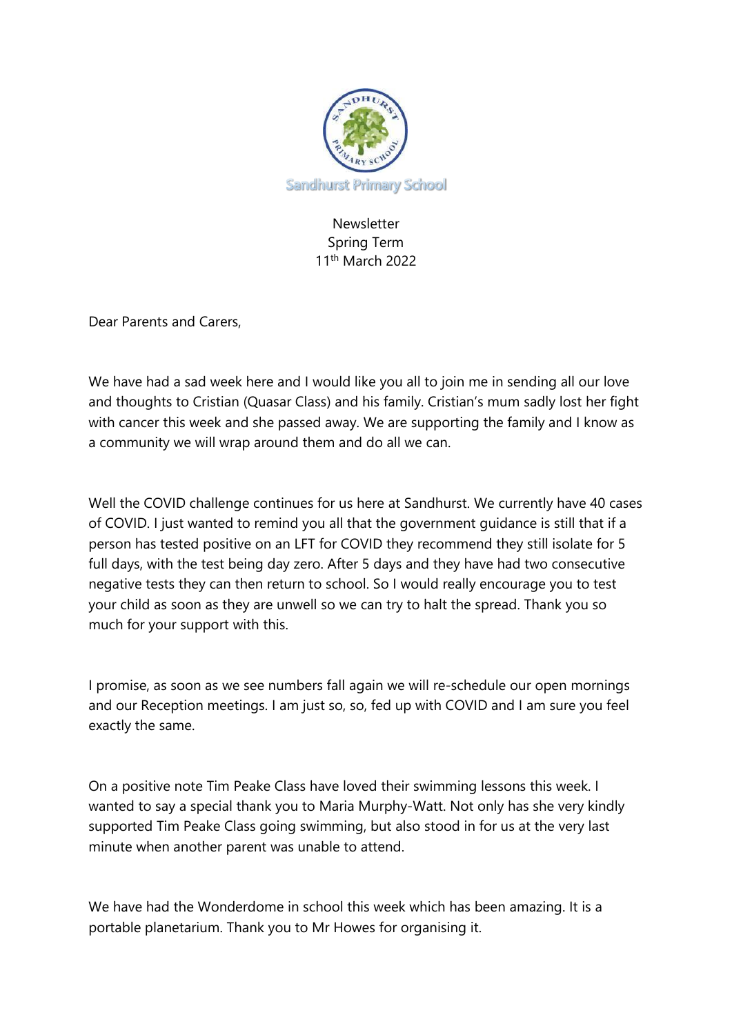Sandhurst Primary School

Newsletter
Spring Term
11th March 2022

Dear Parents and Carers,

We have had a sad week here and I would like you all to join me in sending all our love and thoughts to Cristian (Quasar Class) and his family. Cristian's mum sadly lost her fight with cancer this week and she passed away. We are supporting the family and I know as a community we will wrap around them and do all we can.

Well the COVID challenge continues for us here at Sandhurst. We currently have 40 cases of COVID. I just wanted to remind you all that the government guidance is still that if a person has tested positive on an LFT for COVID they recommend they still isolate for 5 full days, with the test being day zero. After 5 days and they have had two consecutive negative tests they can then return to school. So I would really encourage you to test your child as soon as they are unwell so we can try to halt the spread. Thank you so much for your support with this.

I promise, as soon as we see numbers fall again we will re-schedule our open mornings and our Reception meetings. I am just so, so, fed up with COVID and I am sure you feel exactly the same.

On a positive note Tim Peake Class have loved their swimming lessons this week. I wanted to say a special thank you to Maria Murphy-Watt. Not only has she very kindly supported Tim Peake Class going swimming, but also stood in for us at the very last minute when another parent was unable to attend.

We have had the Wonderdome in school this week which has been amazing. It is a portable planetarium. Thank you to Mr Howes for organising it.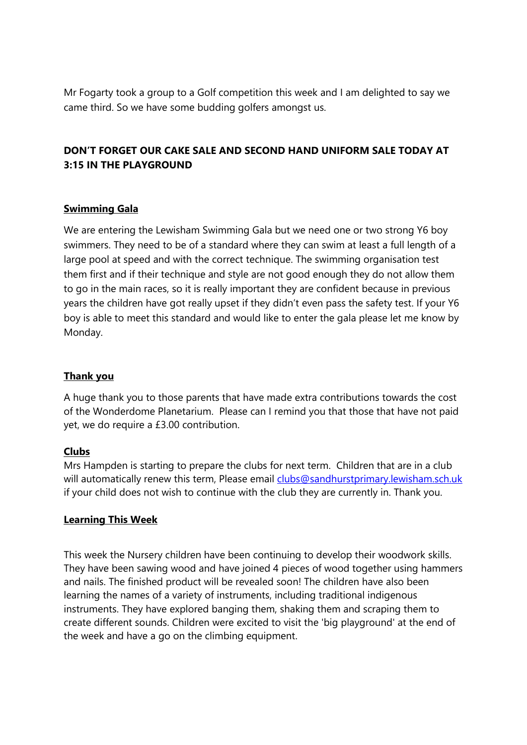Mr Fogarty took a group to a Golf competition this week and I am delighted to say we came third. So we have some budding golfers amongst us.

**DON'T FORGET OUR CAKE SALE AND SECOND HAND UNIFORM SALE TODAY AT 3:15 IN THE PLAYGROUND**

**Swimming Gala**

We are entering the Lewisham Swimming Gala but we need one or two strong Y6 boy swimmers. They need to be of a standard where they can swim at least a full length of a large pool at speed and with the correct technique. The swimming organisation test them first and if their technique and style are not good enough they do not allow them to go in the main races, so it is really important they are confident because in previous years the children have got really upset if they didn't even pass the safety test. If your Y6 boy is able to meet this standard and would like to enter the gala please let me know by Monday.

**Thank you**

A huge thank you to those parents that have made extra contributions towards the cost of the Wonderdome Planetarium. Please can I remind you that those that have not paid yet, we do require a £3.00 contribution.

**Clubs**

Mrs Hampden is starting to prepare the clubs for next term. Children that are in a club will automatically renew this term, Please email clubs@sandhurstprimary.lewisham.sch.uk if your child does not wish to continue with the club they are currently in. Thank you.

**Learning This Week**

This week the Nursery children have been continuing to develop their woodwork skills. They have been sawing wood and have joined 4 pieces of wood together using hammers and nails. The finished product will be revealed soon! The children have also been learning the names of a variety of instruments, including traditional indigenous instruments. They have explored banging them, shaking them and scraping them to create different sounds. Children were excited to visit the 'big playground' at the end of the week and have a go on the climbing equipment.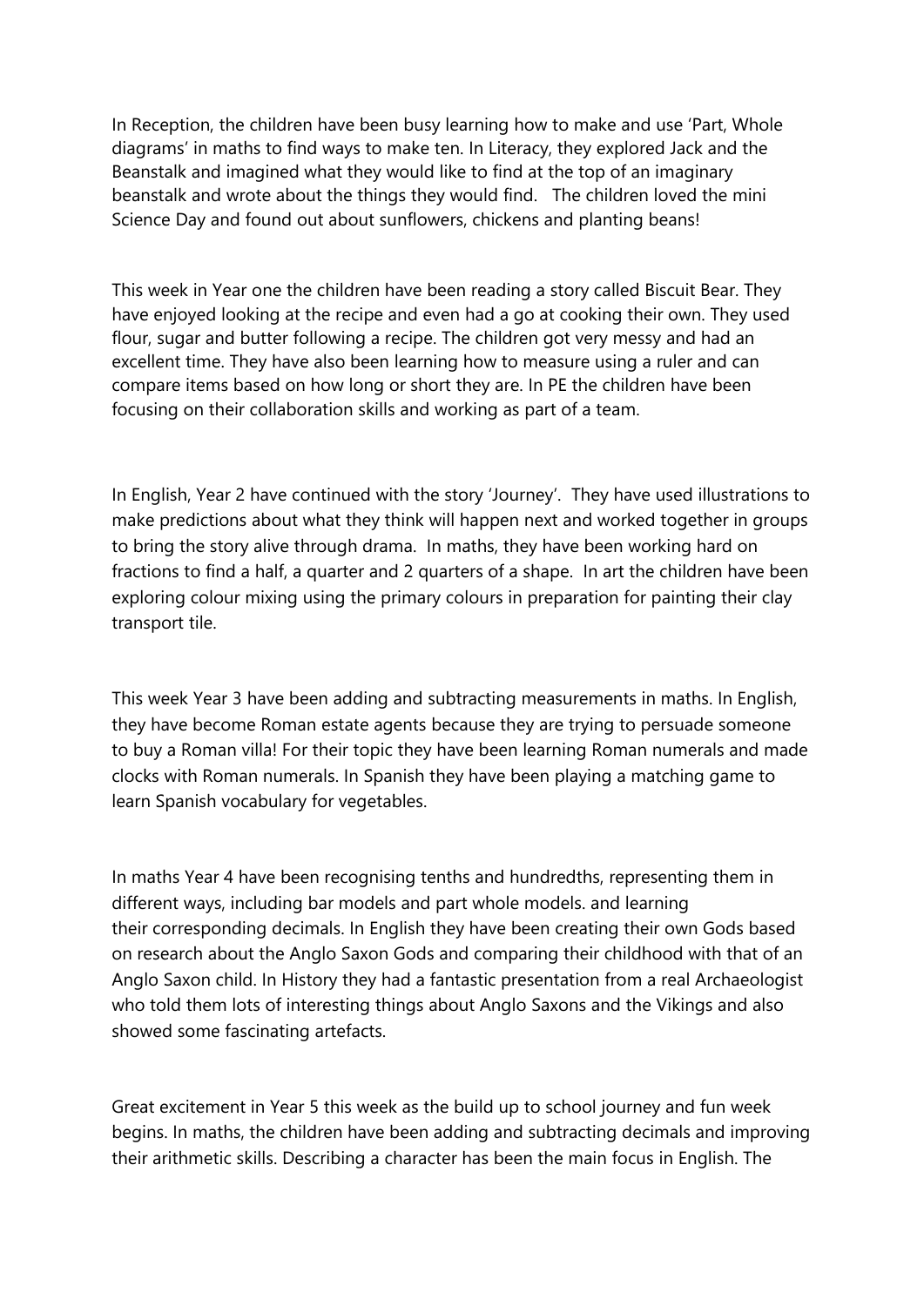In Reception, the children have been busy learning how to make and use 'Part, Whole diagrams' in maths to find ways to make ten. In Literacy, they explored Jack and the Beanstalk and imagined what they would like to find at the top of an imaginary beanstalk and wrote about the things they would find. The children loved the mini Science Day and found out about sunflowers, chickens and planting beans!

This week in Year one the children have been reading a story called Biscuit Bear. They have enjoyed looking at the recipe and even had a go at cooking their own. They used flour, sugar and butter following a recipe. The children got very messy and had an excellent time. They have also been learning how to measure using a ruler and can compare items based on how long or short they are. In PE the children have been focusing on their collaboration skills and working as part of a team.

In English, Year 2 have continued with the story 'Journey'. They have used illustrations to make predictions about what they think will happen next and worked together in groups to bring the story alive through drama. In maths, they have been working hard on fractions to find a half, a quarter and 2 quarters of a shape. In art the children have been exploring colour mixing using the primary colours in preparation for painting their clay transport tile.

This week Year 3 have been adding and subtracting measurements in maths. In English, they have become Roman estate agents because they are trying to persuade someone to buy a Roman villa! For their topic they have been learning Roman numerals and made clocks with Roman numerals. In Spanish they have been playing a matching game to learn Spanish vocabulary for vegetables.

In maths Year 4 have been recognising tenths and hundredths, representing them in different ways, including bar models and part whole models. and learning their corresponding decimals. In English they have been creating their own Gods based on research about the Anglo Saxon Gods and comparing their childhood with that of an Anglo Saxon child. In History they had a fantastic presentation from a real Archaeologist who told them lots of interesting things about Anglo Saxons and the Vikings and also showed some fascinating artefacts.

Great excitement in Year 5 this week as the build up to school journey and fun week begins. In maths, the children have been adding and subtracting decimals and improving their arithmetic skills. Describing a character has been the main focus in English. The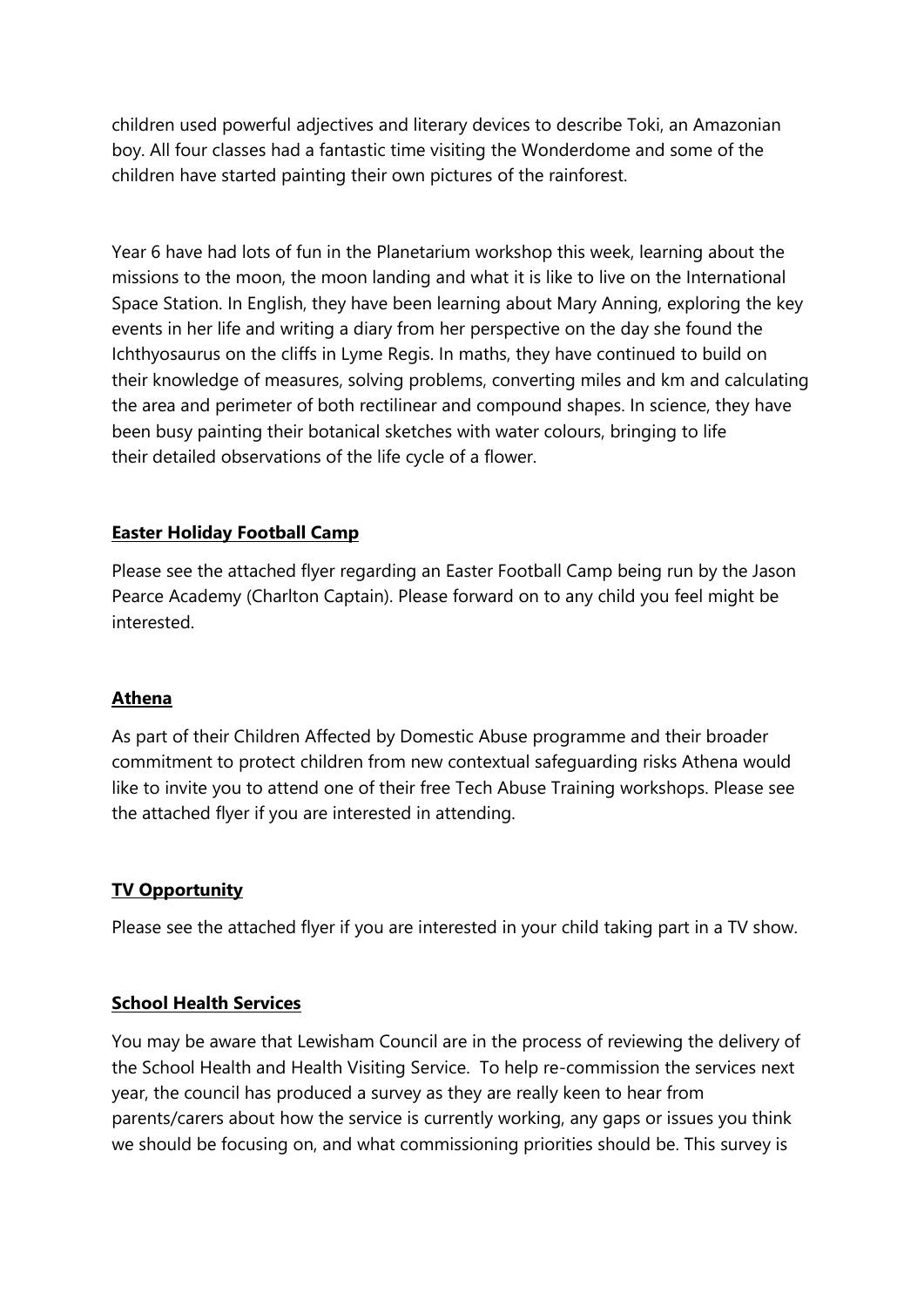children used powerful adjectives and literary devices to describe Toki, an Amazonian boy. All four classes had a fantastic time visiting the Wonderdome and some of the children have started painting their own pictures of the rainforest.

Year 6 have had lots of fun in the Planetarium workshop this week, learning about the missions to the moon, the moon landing and what it is like to live on the International Space Station. In English, they have been learning about Mary Anning, exploring the key events in her life and writing a diary from her perspective on the day she found the Ichthyosaurus on the cliffs in Lyme Regis. In maths, they have continued to build on their knowledge of measures, solving problems, converting miles and km and calculating the area and perimeter of both rectilinear and compound shapes. In science, they have been busy painting their botanical sketches with water colours, bringing to life their detailed observations of the life cycle of a flower.

**Easter Holiday Football Camp**

Please see the attached flyer regarding an Easter Football Camp being run by the Jason Pearce Academy (Charlton Captain). Please forward on to any child you feel might be interested.

**Athena**

As part of their Children Affected by Domestic Abuse programme and their broader commitment to protect children from new contextual safeguarding risks Athena would like to invite you to attend one of their free Tech Abuse Training workshops. Please see the attached flyer if you are interested in attending.

**TV Opportunity**

Please see the attached flyer if you are interested in your child taking part in a TV show.

**School Health Services**

You may be aware that Lewisham Council are in the process of reviewing the delivery of the School Health and Health Visiting Service. To help re-commission the services next year, the council has produced a survey as they are really keen to hear from parents/carers about how the service is currently working, any gaps or issues you think we should be focusing on, and what commissioning priorities should be. This survey is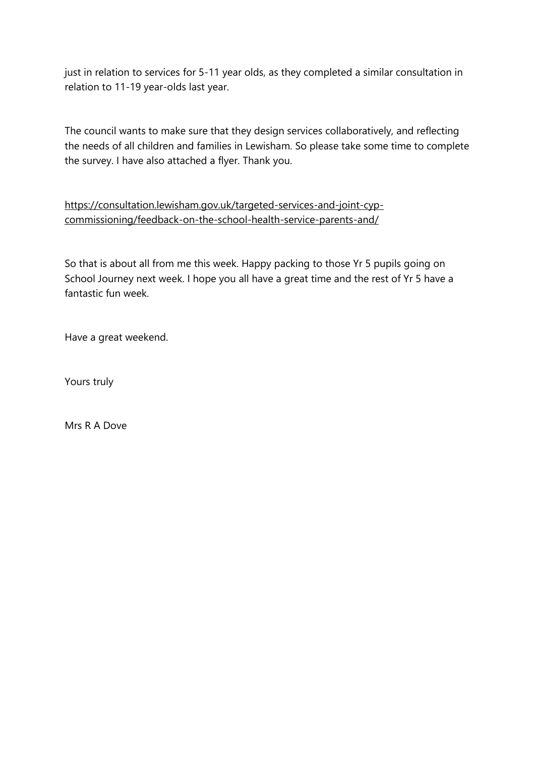just in relation to services for 5-11 year olds, as they completed a similar consultation in relation to 11-19 year-olds last year.

The council wants to make sure that they design services collaboratively, and reflecting the needs of all children and families in Lewisham. So please take some time to complete the survey. I have also attached a flyer. Thank you.

https://consultation.lewisham.gov.uk/targeted-services-and-joint-cyp-commissioning/feedback-on-the-school-health-service-parents-and/

So that is about all from me this week. Happy packing to those Yr 5 pupils going on School Journey next week. I hope you all have a great time and the rest of Yr 5 have a fantastic fun week.

Have a great weekend.

Yours truly

Mrs R A Dove